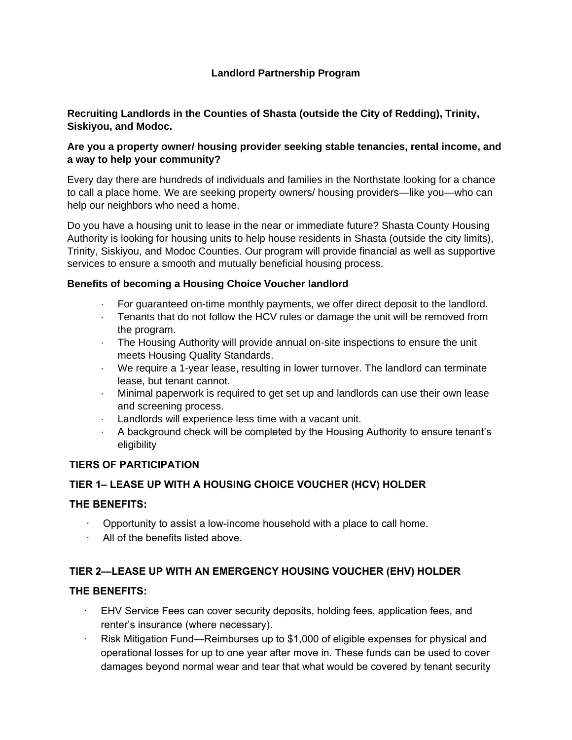# Landlord Partnership Program

**Recruiting Landlords in the Counties of Shasta (outside the City of Redding), Trinity, Siskiyou, and Modoc.**

**Are you a property owner/ housing provider seeking stable tenancies, rental income, and a way to help your community?**

Every day there are hundreds of individuals and families in the Northstate looking for a chance to call a place home. We are seeking property owners/ housing providers—like you—who can help our neighbors who need a home.

Do you have a housing unit to lease in the near or immediate future? Shasta County Housing Authority is looking for housing units to help house residents in Shasta (outside the city limits), Trinity, Siskiyou, and Modoc Counties. Our program will provide financial as well as supportive services to ensure a smooth and mutually beneficial housing process.

**Benefits of becoming a Housing Choice Voucher landlord**

- For guaranteed on-time monthly payments, we offer direct deposit to the landlord.
- Tenants that do not follow the HCV rules or damage the unit will be removed from the program.
- The Housing Authority will provide annual on-site inspections to ensure the unit meets Housing Quality Standards.
- We require a 1-year lease, resulting in lower turnover. The landlord can terminate lease, but tenant cannot.
- Minimal paperwork is required to get set up and landlords can use their own lease and screening process.
- Landlords will experience less time with a vacant unit.
- A background check will be completed by the Housing Authority to ensure tenant's eligibility

## TIERS OF PARTICIPATION

### TIER 1– LEASE UP WITH A HOUSING CHOICE VOUCHER (HCV) HOLDER

**THE BENEFITS:**

- Opportunity to assist a low-income household with a place to call home.
- All of the benefits listed above.

### TIER 2—LEASE UP WITH AN EMERGENCY HOUSING VOUCHER (EHV) HOLDER

**THE BENEFITS:**

- EHV Service Fees can cover security deposits, holding fees, application fees, and renter's insurance (where necessary).
- Risk Mitigation Fund—Reimburses up to $1,000 of eligible expenses for physical and operational losses for up to one year after move in. These funds can be used to cover damages beyond normal wear and tear that what would be covered by tenant security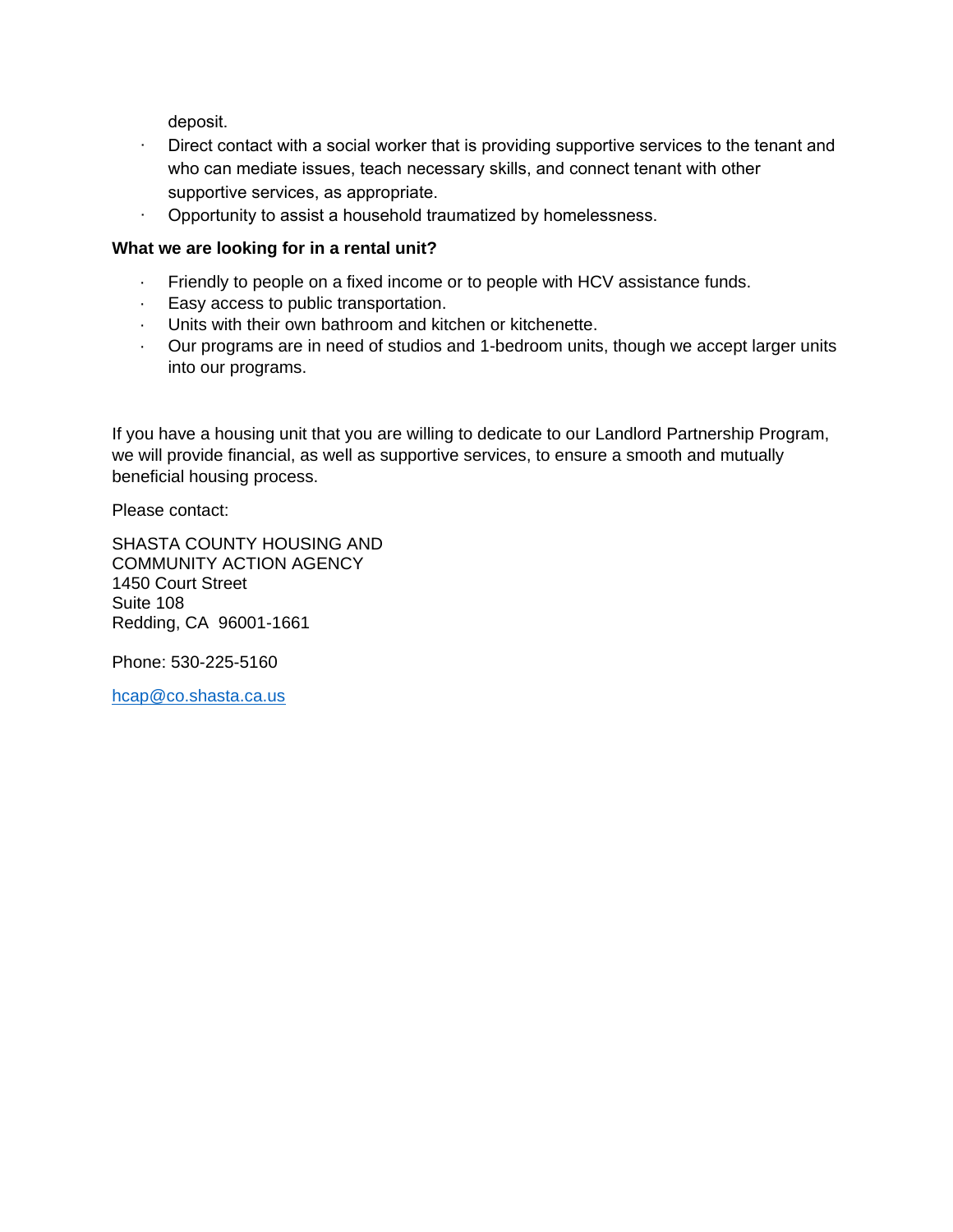deposit.

- Direct contact with a social worker that is providing supportive services to the tenant and who can mediate issues, teach necessary skills, and connect tenant with other supportive services, as appropriate.
- Opportunity to assist a household traumatized by homelessness.

**What we are looking for in a rental unit?**

- Friendly to people on a fixed income or to people with HCV assistance funds.
- Easy access to public transportation.
- Units with their own bathroom and kitchen or kitchenette.
- Our programs are in need of studios and 1-bedroom units, though we accept larger units into our programs.

If you have a housing unit that you are willing to dedicate to our Landlord Partnership Program, we will provide financial, as well as supportive services, to ensure a smooth and mutually beneficial housing process.

Please contact:

SHASTA COUNTY HOUSING AND
COMMUNITY ACTION AGENCY
1450 Court Street
Suite 108
Redding, CA 96001-1661

Phone: 530-225-5160

hcap@co.shasta.ca.us